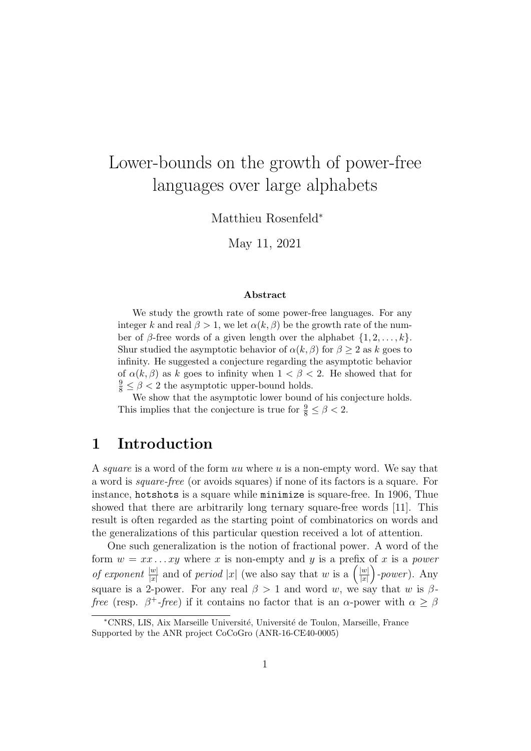# Lower-bounds on the growth of power-free languages over large alphabets

Matthieu Rosenfeld*

May 11, 2021

**Abstract**

We study the growth rate of some power-free languages. For any integer $k$ and real $\beta > 1$, we let $\alpha(k, \beta)$ be the growth rate of the number of $\beta$-free words of a given length over the alphabet $\{1, 2, \ldots, k\}$. Shur studied the asymptotic behavior of $\alpha(k, \beta)$ for $\beta \geq 2$ as $k$ goes to infinity. He suggested a conjecture regarding the asymptotic behavior of $\alpha(k, \beta)$ as $k$ goes to infinity when $1 < \beta < 2$. He showed that for $\frac{9}{8} \leq \beta < 2$ the asymptotic upper-bound holds.

We show that the asymptotic lower bound of his conjecture holds. This implies that the conjecture is true for $\frac{9}{8} \leq \beta < 2$.

## 1 Introduction

A *square* is a word of the form $uu$ where $u$ is a non-empty word. We say that a word is *square-free* (or avoids squares) if none of its factors is a square. For instance, `hotshots` is a square while `minimize` is square-free. In 1906, Thue showed that there are arbitrarily long ternary square-free words [11]. This result is often regarded as the starting point of combinatorics on words and the generalizations of this particular question received a lot of attention.

One such generalization is the notion of fractional power. A word of the form $w = xx \ldots xy$ where $x$ is non-empty and $y$ is a prefix of $x$ is a *power of exponent* $\frac{|w|}{|x|}$ and of *period* $|x|$ (we also say that $w$ is a $\left(\frac{|w|}{|x|}\right)$*-power*). Any square is a 2-power. For any real $\beta > 1$ and word $w$, we say that $w$ is $\beta$*-free* (resp. $\beta^+$*-free*) if it contains no factor that is an $\alpha$-power with $\alpha \geq \beta$

---

*CNRS, LIS, Aix Marseille Université, Université de Toulon, Marseille, France
Supported by the ANR project CoCoGro (ANR-16-CE40-0005)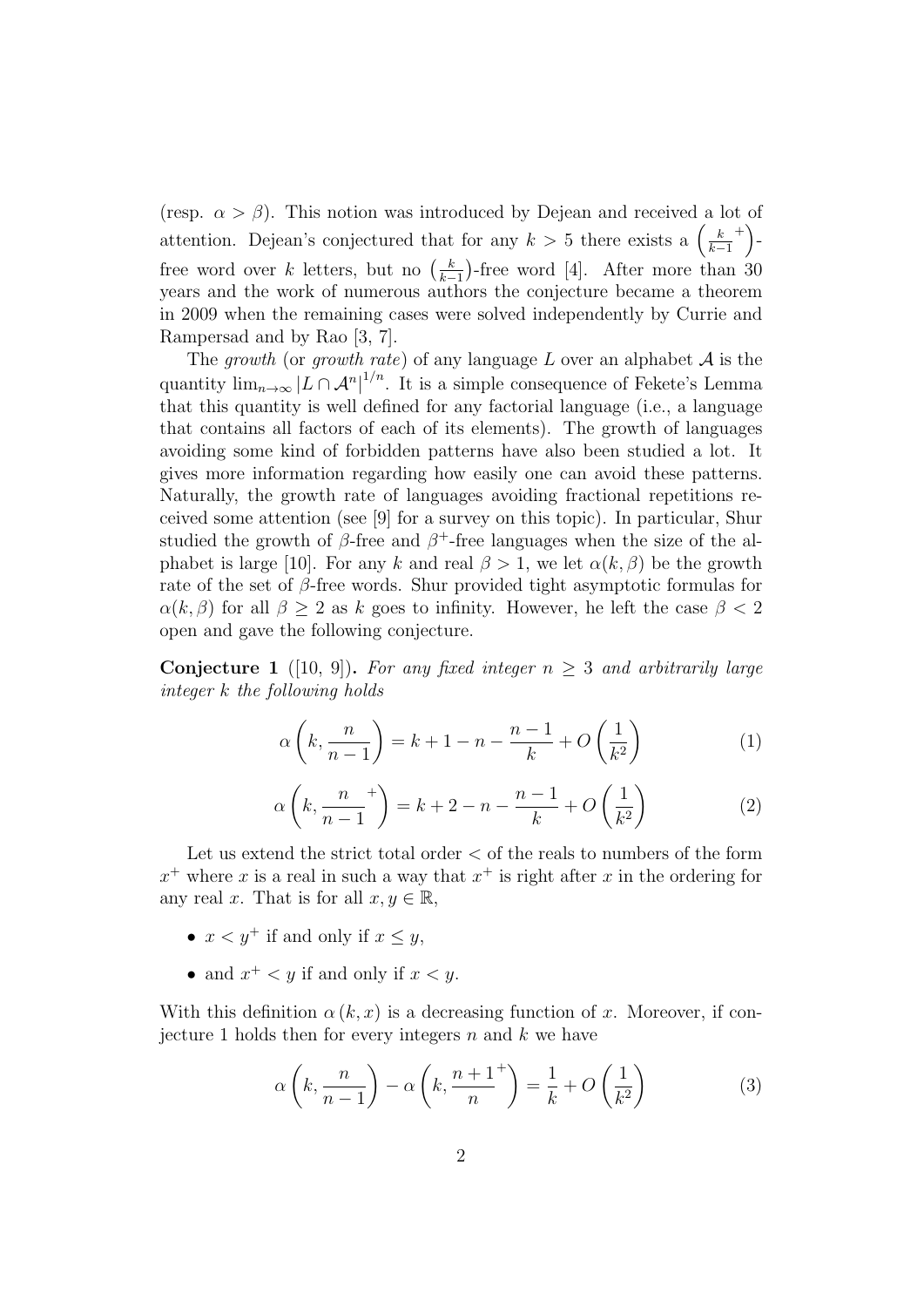(resp. $\alpha > \beta$). This notion was introduced by Dejean and received a lot of attention. Dejean's conjectured that for any $k > 5$ there exists a $\left(\frac{k}{k-1}^+\right)$-free word over $k$ letters, but no $\left(\frac{k}{k-1}\right)$-free word [4]. After more than 30 years and the work of numerous authors the conjecture became a theorem in 2009 when the remaining cases were solved independently by Currie and Rampersad and by Rao [3, 7].

The *growth* (or *growth rate*) of any language $L$ over an alphabet $\mathcal{A}$ is the quantity $\lim_{n\to\infty} |L \cap \mathcal{A}^n|^{1/n}$. It is a simple consequence of Fekete's Lemma that this quantity is well defined for any factorial language (i.e., a language that contains all factors of each of its elements). The growth of languages avoiding some kind of forbidden patterns have also been studied a lot. It gives more information regarding how easily one can avoid these patterns. Naturally, the growth rate of languages avoiding fractional repetitions received some attention (see [9] for a survey on this topic). In particular, Shur studied the growth of $\beta$-free and $\beta^+$-free languages when the size of the alphabet is large [10]. For any $k$ and real $\beta > 1$, we let $\alpha(k, \beta)$ be the growth rate of the set of $\beta$-free words. Shur provided tight asymptotic formulas for $\alpha(k, \beta)$ for all $\beta \geq 2$ as $k$ goes to infinity. However, he left the case $\beta < 2$ open and gave the following conjecture.

**Conjecture 1** ([10, 9])**.** *For any fixed integer $n \geq 3$ and arbitrarily large integer $k$ the following holds*

$$\alpha\left(k, \frac{n}{n-1}\right) = k + 1 - n - \frac{n-1}{k} + O\left(\frac{1}{k^2}\right) \tag{1}$$

$$\alpha\left(k, \frac{n}{n-1}^+\right) = k + 2 - n - \frac{n-1}{k} + O\left(\frac{1}{k^2}\right) \tag{2}$$

Let us extend the strict total order $<$ of the reals to numbers of the form $x^+$ where $x$ is a real in such a way that $x^+$ is right after $x$ in the ordering for any real $x$. That is for all $x, y \in \mathbb{R}$,

- $x < y^+$ if and only if $x \leq y$,
- and $x^+ < y$ if and only if $x < y$.

With this definition $\alpha(k, x)$ is a decreasing function of $x$. Moreover, if conjecture 1 holds then for every integers $n$ and $k$ we have

$$\alpha\left(k, \frac{n}{n-1}\right) - \alpha\left(k, \frac{n+1}{n}^+\right) = \frac{1}{k} + O\left(\frac{1}{k^2}\right) \tag{3}$$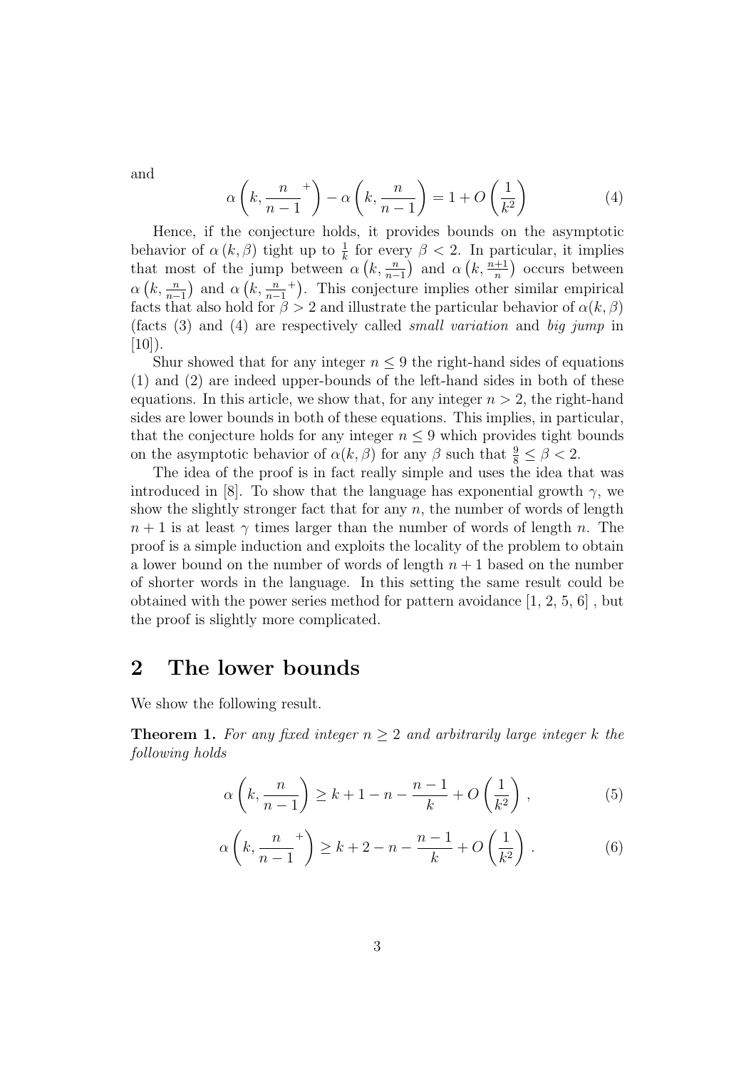and

$$\alpha\left(k, \frac{n}{n-1}^+\right) - \alpha\left(k, \frac{n}{n-1}\right) = 1 + O\left(\frac{1}{k^2}\right) \tag{4}$$

Hence, if the conjecture holds, it provides bounds on the asymptotic behavior of $\alpha(k, \beta)$ tight up to $\frac{1}{k}$ for every $\beta < 2$. In particular, it implies that most of the jump between $\alpha\left(k, \frac{n}{n-1}\right)$ and $\alpha\left(k, \frac{n+1}{n}\right)$ occurs between $\alpha\left(k, \frac{n}{n-1}\right)$ and $\alpha\left(k, \frac{n}{n-1}^+\right)$. This conjecture implies other similar empirical facts that also hold for $\beta > 2$ and illustrate the particular behavior of $\alpha(k, \beta)$ (facts (3) and (4) are respectively called *small variation* and *big jump* in [10]).

Shur showed that for any integer $n \leq 9$ the right-hand sides of equations (1) and (2) are indeed upper-bounds of the left-hand sides in both of these equations. In this article, we show that, for any integer $n > 2$, the right-hand sides are lower bounds in both of these equations. This implies, in particular, that the conjecture holds for any integer $n \leq 9$ which provides tight bounds on the asymptotic behavior of $\alpha(k, \beta)$ for any $\beta$ such that $\frac{9}{8} \leq \beta < 2$.

The idea of the proof is in fact really simple and uses the idea that was introduced in [8]. To show that the language has exponential growth $\gamma$, we show the slightly stronger fact that for any $n$, the number of words of length $n+1$ is at least $\gamma$ times larger than the number of words of length $n$. The proof is a simple induction and exploits the locality of the problem to obtain a lower bound on the number of words of length $n+1$ based on the number of shorter words in the language. In this setting the same result could be obtained with the power series method for pattern avoidance [1, 2, 5, 6] , but the proof is slightly more complicated.

## 2 The lower bounds

We show the following result.

**Theorem 1.** *For any fixed integer $n \geq 2$ and arbitrarily large integer $k$ the following holds*

$$\alpha\left(k, \frac{n}{n-1}\right) \geq k + 1 - n - \frac{n-1}{k} + O\left(\frac{1}{k^2}\right), \tag{5}$$

$$\alpha\left(k, \frac{n}{n-1}^+\right) \geq k + 2 - n - \frac{n-1}{k} + O\left(\frac{1}{k^2}\right). \tag{6}$$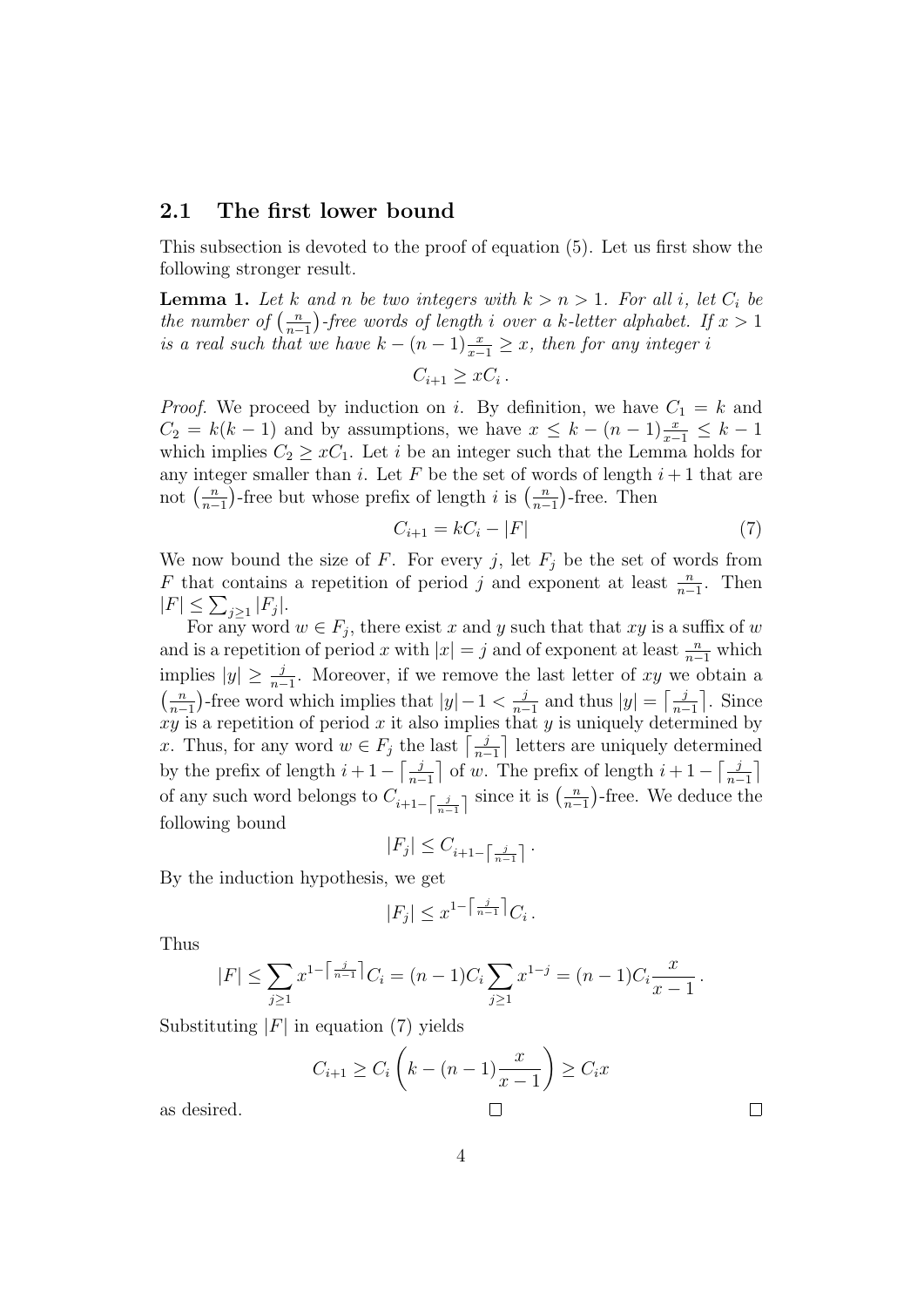## 2.1 The first lower bound

This subsection is devoted to the proof of equation (5). Let us first show the following stronger result.

**Lemma 1.** *Let $k$ and $n$ be two integers with $k > n > 1$. For all $i$, let $C_i$ be the number of $\left(\frac{n}{n-1}\right)$-free words of length $i$ over a $k$-letter alphabet. If $x > 1$ is a real such that we have $k - (n-1)\frac{x}{x-1} \geq x$, then for any integer $i$*

$$C_{i+1} \geq xC_i\,.$$

*Proof.* We proceed by induction on $i$. By definition, we have $C_1 = k$ and $C_2 = k(k-1)$ and by assumptions, we have $x \leq k - (n-1)\frac{x}{x-1} \leq k-1$ which implies $C_2 \geq xC_1$. Let $i$ be an integer such that the Lemma holds for any integer smaller than $i$. Let $F$ be the set of words of length $i+1$ that are not $\left(\frac{n}{n-1}\right)$-free but whose prefix of length $i$ is $\left(\frac{n}{n-1}\right)$-free. Then

$$C_{i+1} = kC_i - |F| \tag{7}$$

We now bound the size of $F$. For every $j$, let $F_j$ be the set of words from $F$ that contains a repetition of period $j$ and exponent at least $\frac{n}{n-1}$. Then $|F| \leq \sum_{j\geq 1} |F_j|$.

For any word $w \in F_j$, there exist $x$ and $y$ such that that $xy$ is a suffix of $w$ and is a repetition of period $x$ with $|x| = j$ and of exponent at least $\frac{n}{n-1}$ which implies $|y| \geq \frac{j}{n-1}$. Moreover, if we remove the last letter of $xy$ we obtain a $\left(\frac{n}{n-1}\right)$-free word which implies that $|y| - 1 < \frac{j}{n-1}$ and thus $|y| = \left\lceil \frac{j}{n-1} \right\rceil$. Since $xy$ is a repetition of period $x$ it also implies that $y$ is uniquely determined by $x$. Thus, for any word $w \in F_j$ the last $\left\lceil \frac{j}{n-1} \right\rceil$ letters are uniquely determined by the prefix of length $i + 1 - \left\lceil \frac{j}{n-1} \right\rceil$ of $w$. The prefix of length $i + 1 - \left\lceil \frac{j}{n-1} \right\rceil$ of any such word belongs to $C_{i+1-\left\lceil \frac{j}{n-1} \right\rceil}$ since it is $\left(\frac{n}{n-1}\right)$-free. We deduce the following bound

$$|F_j| \leq C_{i+1-\left\lceil \frac{j}{n-1} \right\rceil}\,.$$

By the induction hypothesis, we get

$$|F_j| \leq x^{1-\left\lceil \frac{j}{n-1} \right\rceil} C_i\,.$$

Thus

$$|F| \leq \sum_{j\geq 1} x^{1-\left\lceil \frac{j}{n-1} \right\rceil} C_i = (n-1)C_i \sum_{j\geq 1} x^{1-j} = (n-1)C_i \frac{x}{x-1}\,.$$

Substituting $|F|$ in equation (7) yields

$$C_{i+1} \geq C_i \left(k - (n-1)\frac{x}{x-1}\right) \geq C_i x$$

as desired. □ □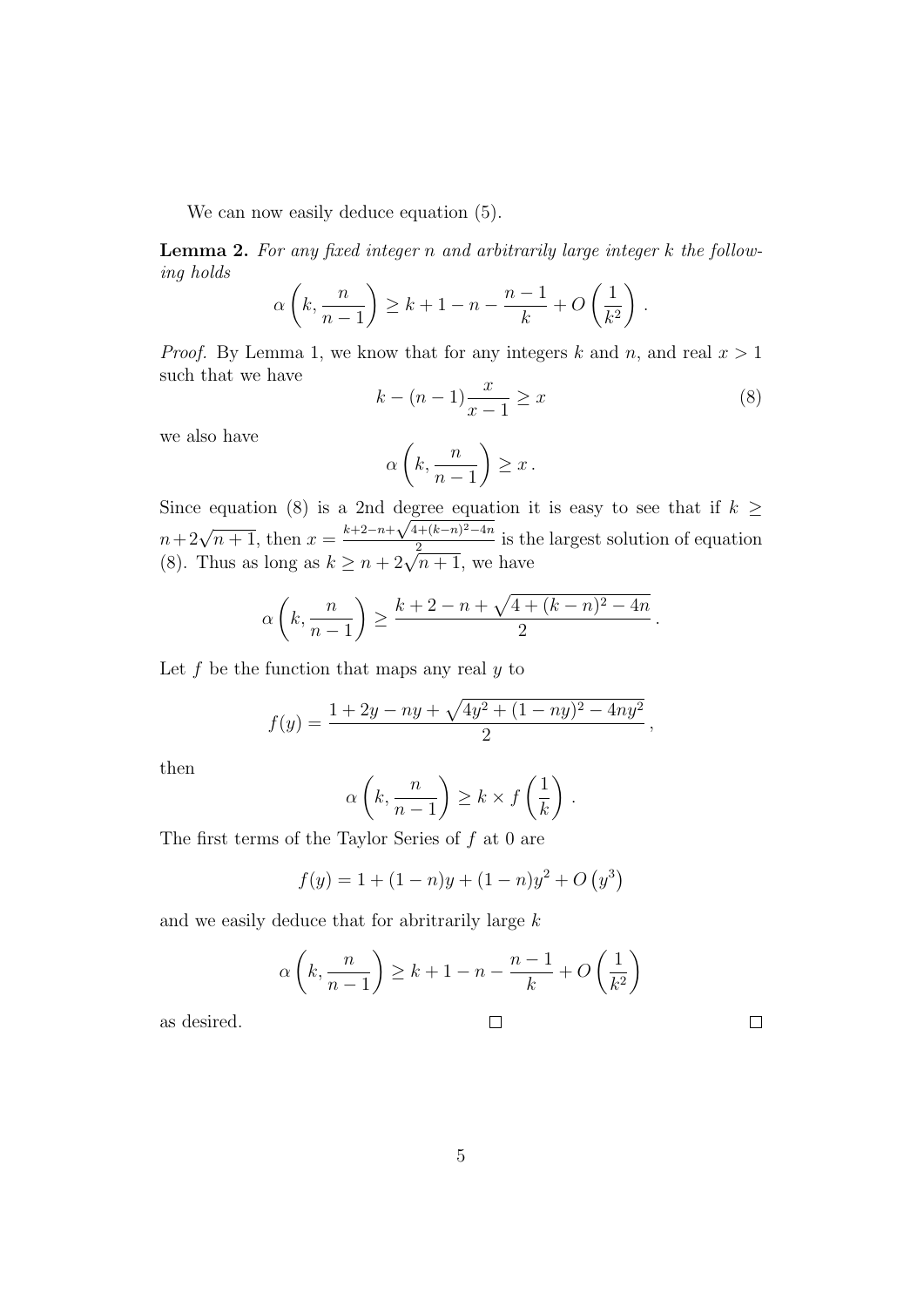We can now easily deduce equation (5).

**Lemma 2.** *For any fixed integer n and arbitrarily large integer k the following holds*

$$\alpha\left(k, \frac{n}{n-1}\right) \geq k + 1 - n - \frac{n-1}{k} + O\left(\frac{1}{k^2}\right).$$

*Proof.* By Lemma 1, we know that for any integers $k$ and $n$, and real $x > 1$ such that we have

$$k - (n-1)\frac{x}{x-1} \geq x \tag{8}$$

we also have

$$\alpha\left(k, \frac{n}{n-1}\right) \geq x.$$

Since equation (8) is a 2nd degree equation it is easy to see that if $k \geq n + 2\sqrt{n+1}$, then $x = \frac{k+2-n+\sqrt{4+(k-n)^2-4n}}{2}$ is the largest solution of equation (8). Thus as long as $k \geq n + 2\sqrt{n+1}$, we have

$$\alpha\left(k, \frac{n}{n-1}\right) \geq \frac{k+2-n+\sqrt{4+(k-n)^2-4n}}{2}.$$

Let $f$ be the function that maps any real $y$ to

$$f(y) = \frac{1+2y-ny+\sqrt{4y^2+(1-ny)^2-4ny^2}}{2},$$

then

$$\alpha\left(k, \frac{n}{n-1}\right) \geq k \times f\left(\frac{1}{k}\right).$$

The first terms of the Taylor Series of $f$ at 0 are

$$f(y) = 1 + (1-n)y + (1-n)y^2 + O\left(y^3\right)$$

and we easily deduce that for abritrarily large $k$

$$\alpha\left(k, \frac{n}{n-1}\right) \geq k + 1 - n - \frac{n-1}{k} + O\left(\frac{1}{k^2}\right)$$

as desired. □ □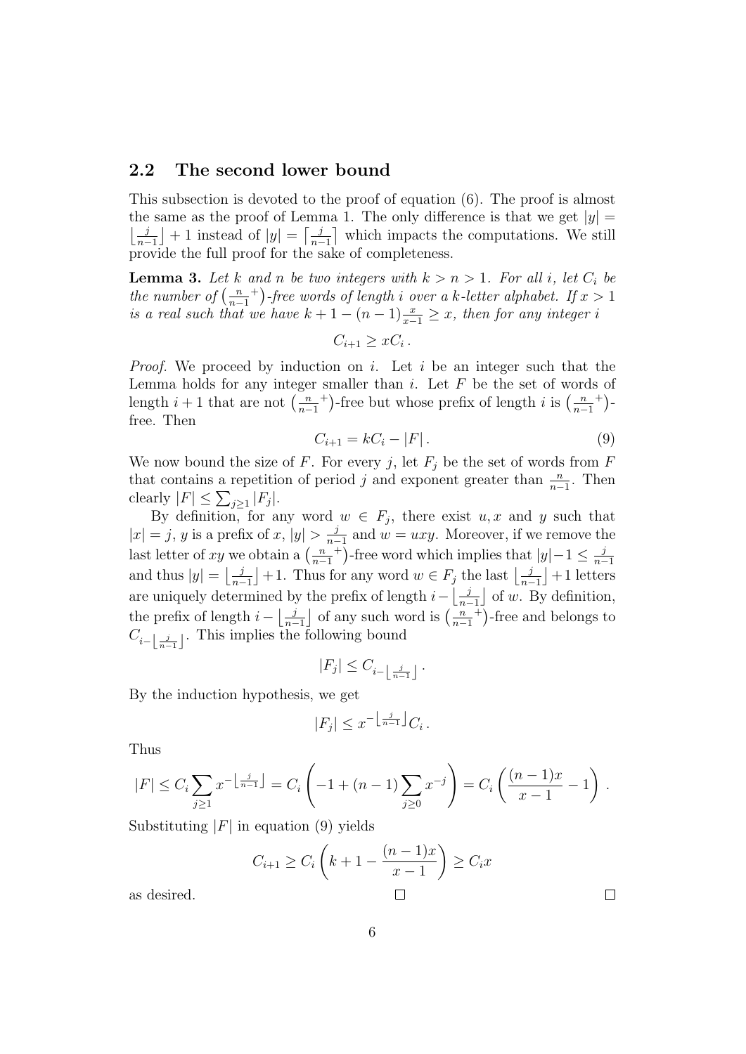## 2.2 The second lower bound

This subsection is devoted to the proof of equation (6). The proof is almost the same as the proof of Lemma 1. The only difference is that we get $|y| = \left\lfloor \frac{j}{n-1} \right\rfloor + 1$ instead of $|y| = \left\lceil \frac{j}{n-1} \right\rceil$ which impacts the computations. We still provide the full proof for the sake of completeness.

**Lemma 3.** *Let $k$ and $n$ be two integers with $k > n > 1$. For all $i$, let $C_i$ be the number of $\left(\frac{n}{n-1}^+\right)$-free words of length $i$ over a $k$-letter alphabet. If $x > 1$ is a real such that we have $k + 1 - (n-1)\frac{x}{x-1} \geq x$, then for any integer $i$*

$$C_{i+1} \geq x C_i \,.$$

*Proof.* We proceed by induction on $i$. Let $i$ be an integer such that the Lemma holds for any integer smaller than $i$. Let $F$ be the set of words of length $i+1$ that are not $\left(\frac{n}{n-1}^+\right)$-free but whose prefix of length $i$ is $\left(\frac{n}{n-1}^+\right)$-free. Then

$$C_{i+1} = kC_i - |F| \,. \tag{9}$$

We now bound the size of $F$. For every $j$, let $F_j$ be the set of words from $F$ that contains a repetition of period $j$ and exponent greater than $\frac{n}{n-1}$. Then clearly $|F| \leq \sum_{j \geq 1} |F_j|$.

By definition, for any word $w \in F_j$, there exist $u, x$ and $y$ such that $|x| = j$, $y$ is a prefix of $x$, $|y| > \frac{j}{n-1}$ and $w = uxy$. Moreover, if we remove the last letter of $xy$ we obtain a $\left(\frac{n}{n-1}^+\right)$-free word which implies that $|y| - 1 \leq \frac{j}{n-1}$ and thus $|y| = \left\lfloor \frac{j}{n-1} \right\rfloor + 1$. Thus for any word $w \in F_j$ the last $\left\lfloor \frac{j}{n-1} \right\rfloor + 1$ letters are uniquely determined by the prefix of length $i - \left\lfloor \frac{j}{n-1} \right\rfloor$ of $w$. By definition, the prefix of length $i - \left\lfloor \frac{j}{n-1} \right\rfloor$ of any such word is $\left(\frac{n}{n-1}^+\right)$-free and belongs to $C_{i - \left\lfloor \frac{j}{n-1} \right\rfloor}$. This implies the following bound

$$|F_j| \leq C_{i - \left\lfloor \frac{j}{n-1} \right\rfloor} \,.$$

By the induction hypothesis, we get

$$|F_j| \leq x^{-\left\lfloor \frac{j}{n-1} \right\rfloor} C_i \,.$$

Thus

$$|F| \leq C_i \sum_{j \geq 1} x^{-\left\lfloor \frac{j}{n-1} \right\rfloor} = C_i \left( -1 + (n-1) \sum_{j \geq 0} x^{-j} \right) = C_i \left( \frac{(n-1)x}{x-1} - 1 \right) \,.$$

Substituting $|F|$ in equation (9) yields

$$C_{i+1} \geq C_i \left( k + 1 - \frac{(n-1)x}{x-1} \right) \geq C_i x$$

as desired. □ □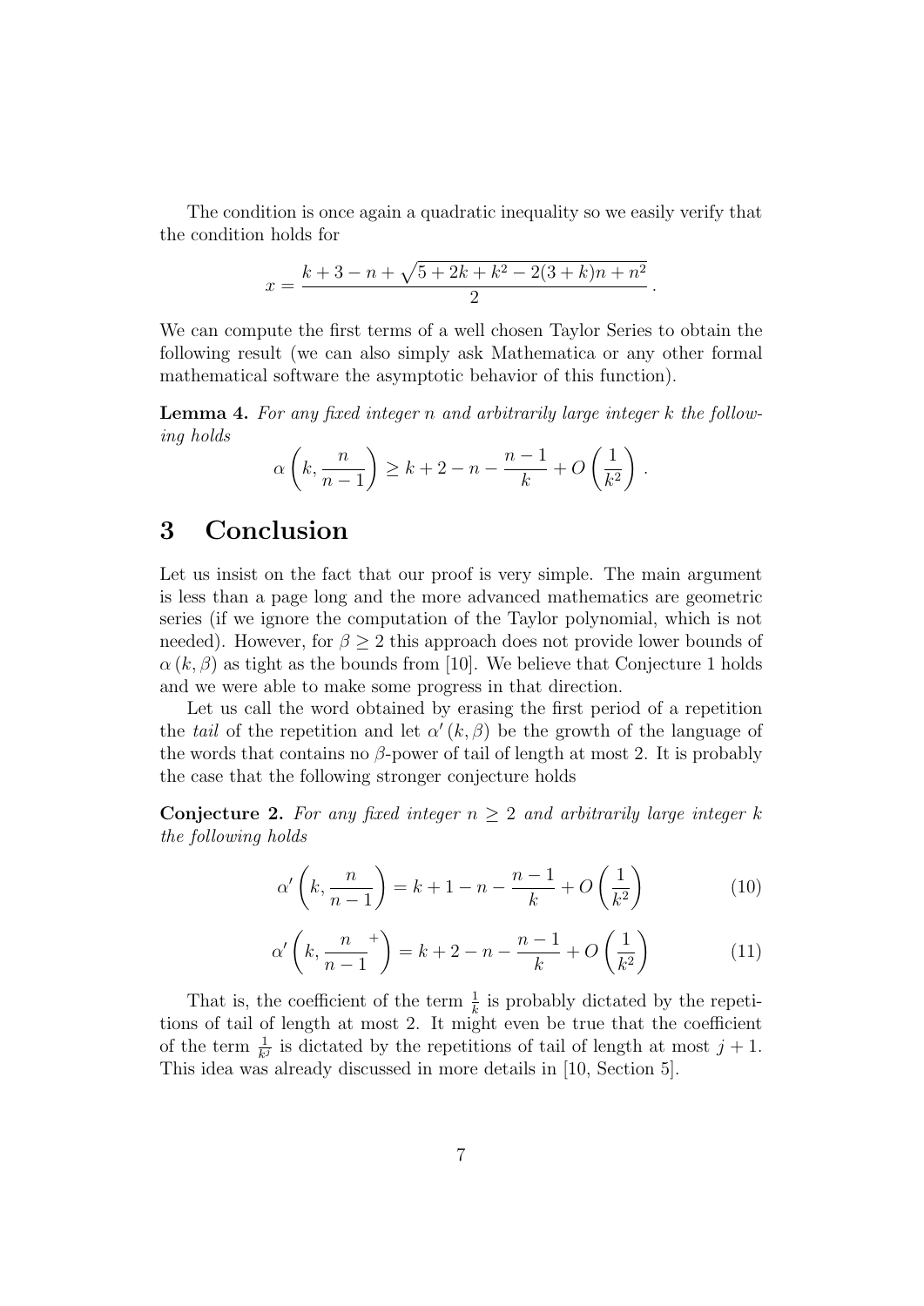The condition is once again a quadratic inequality so we easily verify that the condition holds for

$$x = \frac{k + 3 - n + \sqrt{5 + 2k + k^2 - 2(3+k)n + n^2}}{2}.$$

We can compute the first terms of a well chosen Taylor Series to obtain the following result (we can also simply ask Mathematica or any other formal mathematical software the asymptotic behavior of this function).

**Lemma 4.** *For any fixed integer $n$ and arbitrarily large integer $k$ the following holds*

$$\alpha\left(k, \frac{n}{n-1}\right) \geq k + 2 - n - \frac{n-1}{k} + O\left(\frac{1}{k^2}\right).$$

# 3 Conclusion

Let us insist on the fact that our proof is very simple. The main argument is less than a page long and the more advanced mathematics are geometric series (if we ignore the computation of the Taylor polynomial, which is not needed). However, for $\beta \geq 2$ this approach does not provide lower bounds of $\alpha(k, \beta)$ as tight as the bounds from [10]. We believe that Conjecture 1 holds and we were able to make some progress in that direction.

Let us call the word obtained by erasing the first period of a repetition the *tail* of the repetition and let $\alpha'(k, \beta)$ be the growth of the language of the words that contains no $\beta$-power of tail of length at most 2. It is probably the case that the following stronger conjecture holds

**Conjecture 2.** *For any fixed integer $n \geq 2$ and arbitrarily large integer $k$ the following holds*

$$\alpha'\left(k, \frac{n}{n-1}\right) = k + 1 - n - \frac{n-1}{k} + O\left(\frac{1}{k^2}\right) \tag{10}$$

$$\alpha'\left(k, \frac{n}{n-1}^{+}\right) = k + 2 - n - \frac{n-1}{k} + O\left(\frac{1}{k^2}\right) \tag{11}$$

That is, the coefficient of the term $\frac{1}{k}$ is probably dictated by the repetitions of tail of length at most 2. It might even be true that the coefficient of the term $\frac{1}{k^j}$ is dictated by the repetitions of tail of length at most $j+1$. This idea was already discussed in more details in [10, Section 5].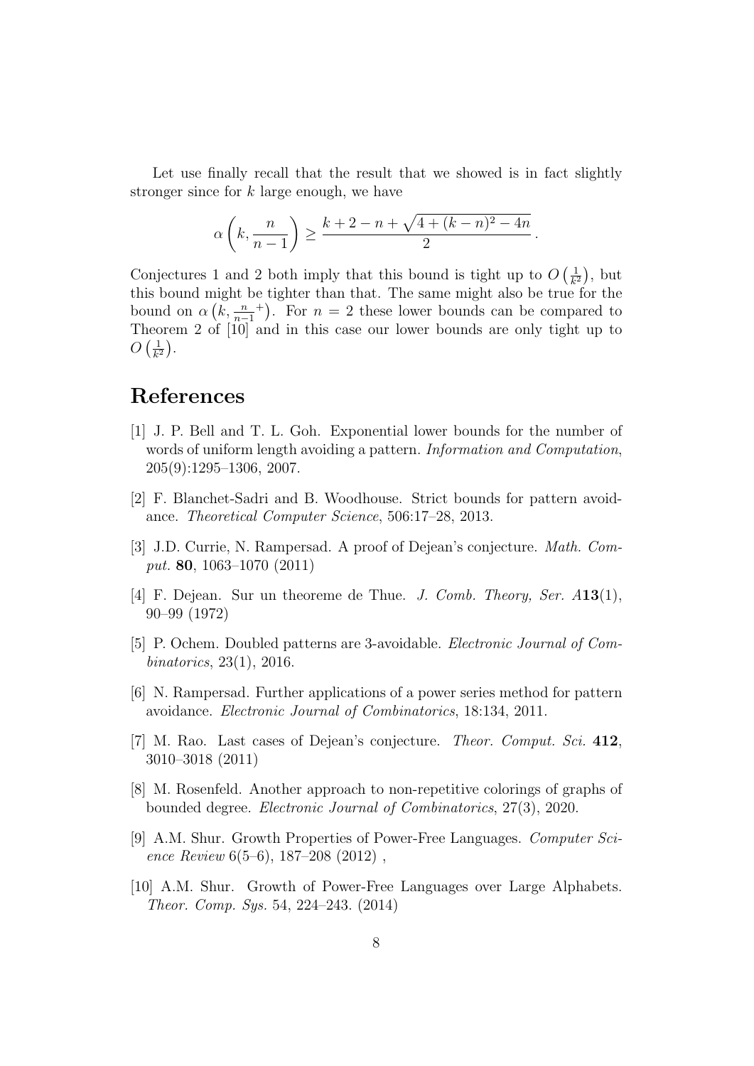Let use finally recall that the result that we showed is in fact slightly stronger since for $k$ large enough, we have

$$\alpha\left(k, \frac{n}{n-1}\right) \geq \frac{k+2-n+\sqrt{4+(k-n)^2-4n}}{2}.$$

Conjectures 1 and 2 both imply that this bound is tight up to $O\left(\frac{1}{k^2}\right)$, but this bound might be tighter than that. The same might also be true for the bound on $\alpha\left(k, \frac{n}{n-1}^+\right)$. For $n = 2$ these lower bounds can be compared to Theorem 2 of [10] and in this case our lower bounds are only tight up to $O\left(\frac{1}{k^2}\right)$.

# References

[1] J. P. Bell and T. L. Goh. Exponential lower bounds for the number of words of uniform length avoiding a pattern. *Information and Computation*, 205(9):1295–1306, 2007.

[2] F. Blanchet-Sadri and B. Woodhouse. Strict bounds for pattern avoidance. *Theoretical Computer Science*, 506:17–28, 2013.

[3] J.D. Currie, N. Rampersad. A proof of Dejean's conjecture. *Math. Comput.* **80**, 1063–1070 (2011)

[4] F. Dejean. Sur un theoreme de Thue. *J. Comb. Theory, Ser. A* **13**(1), 90–99 (1972)

[5] P. Ochem. Doubled patterns are 3-avoidable. *Electronic Journal of Combinatorics*, 23(1), 2016.

[6] N. Rampersad. Further applications of a power series method for pattern avoidance. *Electronic Journal of Combinatorics*, 18:134, 2011.

[7] M. Rao. Last cases of Dejean's conjecture. *Theor. Comput. Sci.* **412**, 3010–3018 (2011)

[8] M. Rosenfeld. Another approach to non-repetitive colorings of graphs of bounded degree. *Electronic Journal of Combinatorics*, 27(3), 2020.

[9] A.M. Shur. Growth Properties of Power-Free Languages. *Computer Science Review* 6(5–6), 187–208 (2012) ,

[10] A.M. Shur. Growth of Power-Free Languages over Large Alphabets. *Theor. Comp. Sys.* 54, 224–243. (2014)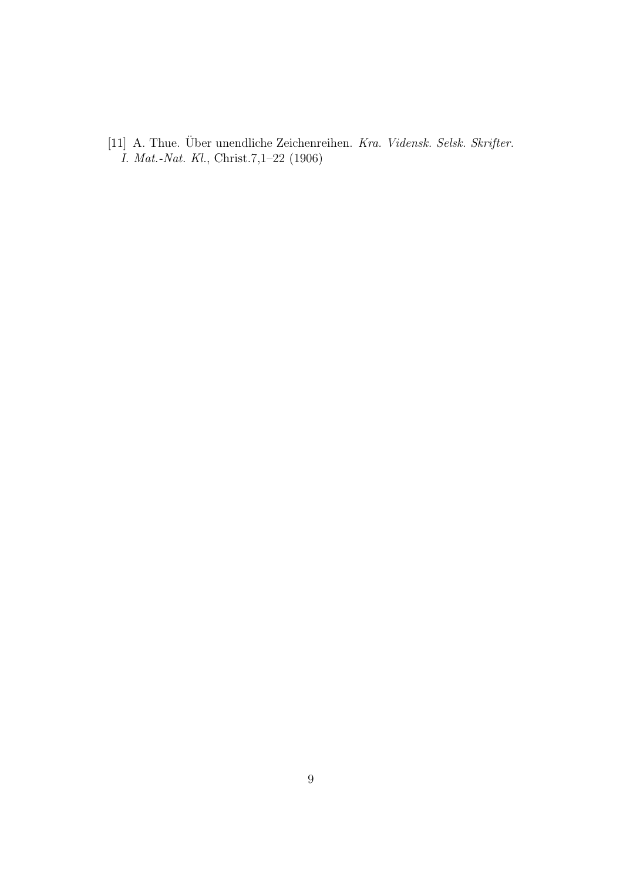[11] A. Thue. Über unendliche Zeichenreihen. *Kra. Vidensk. Selsk. Skrifter. I. Mat.-Nat. Kl.*, Christ.7,1–22 (1906)